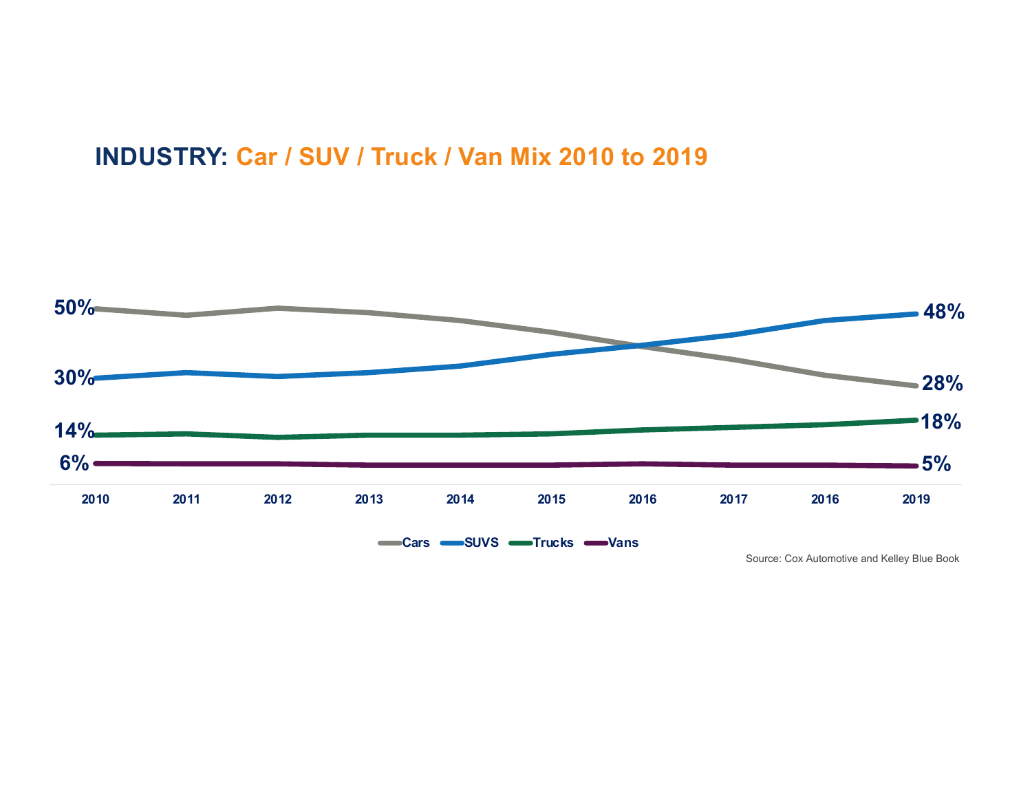# INDUSTRY: Car / SUV / Truck / Van Mix 2010 to 2019

50%
30%
14%
6%

48%
28%
18%
5%

2010
2011
2012
2013
2014
2015
2016
2017
2016
2019

Cars
SUVS
Trucks
Vans

Source: Cox Automotive and Kelley Blue Book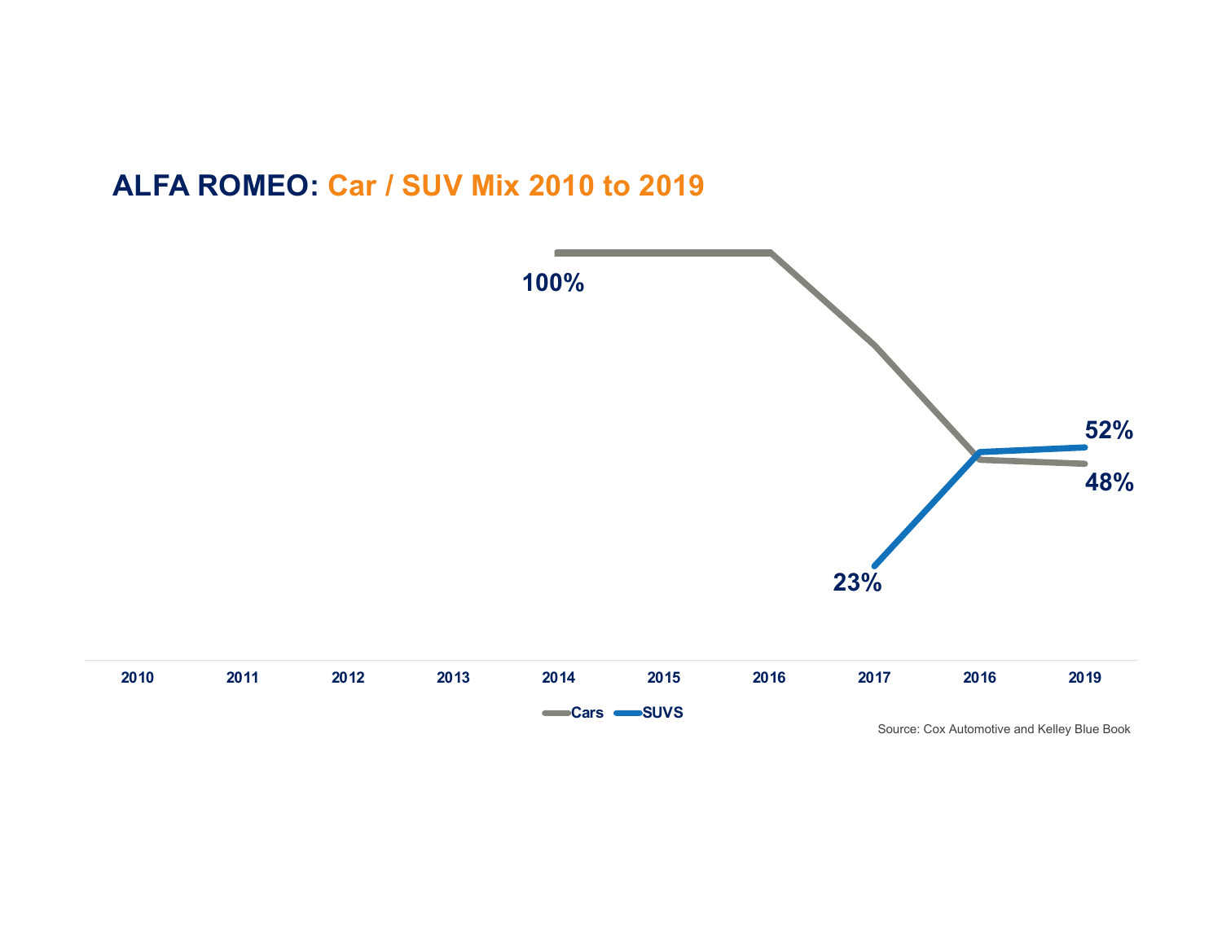## ALFA ROMEO: Car / SUV Mix 2010 to 2019

100%

52%

48%

23%

2010 2011 2012 2013 2014 2015 2016 2017 2016 2019

Cars SUVS

Source: Cox Automotive and Kelley Blue Book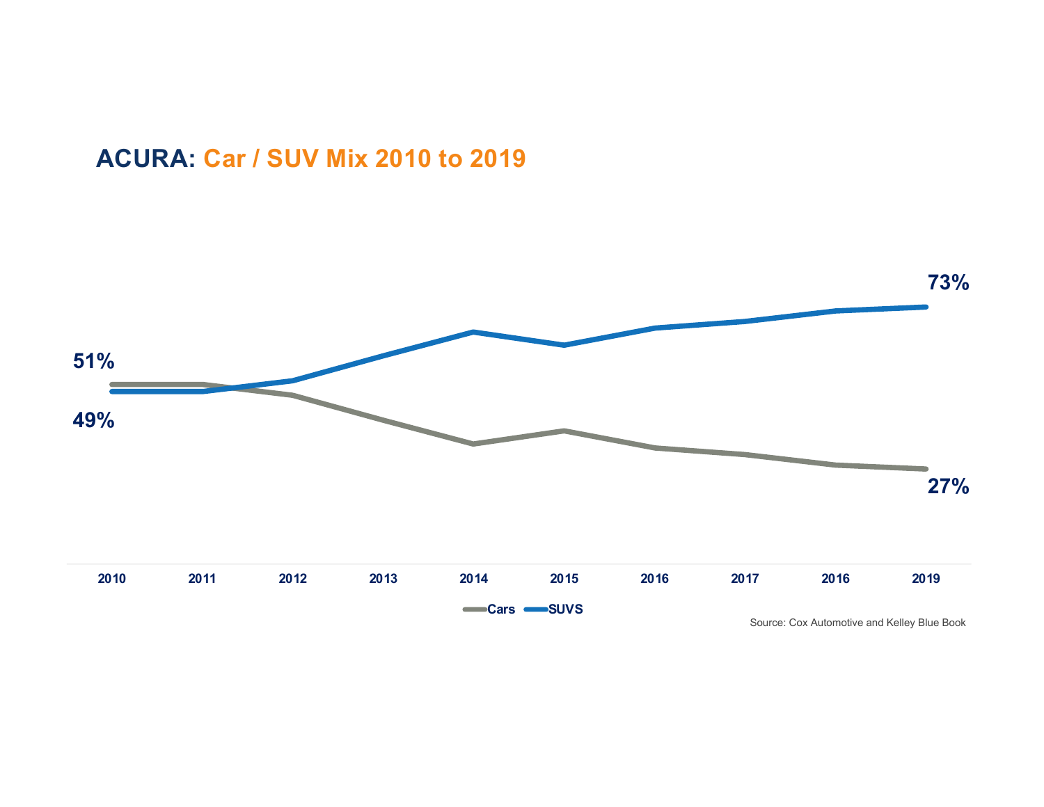## ACURA: Car / SUV Mix 2010 to 2019

51%

49%

73%

27%

2010 2011 2012 2013 2014 2015 2016 2017 2016 2019

Cars SUVS

Source: Cox Automotive and Kelley Blue Book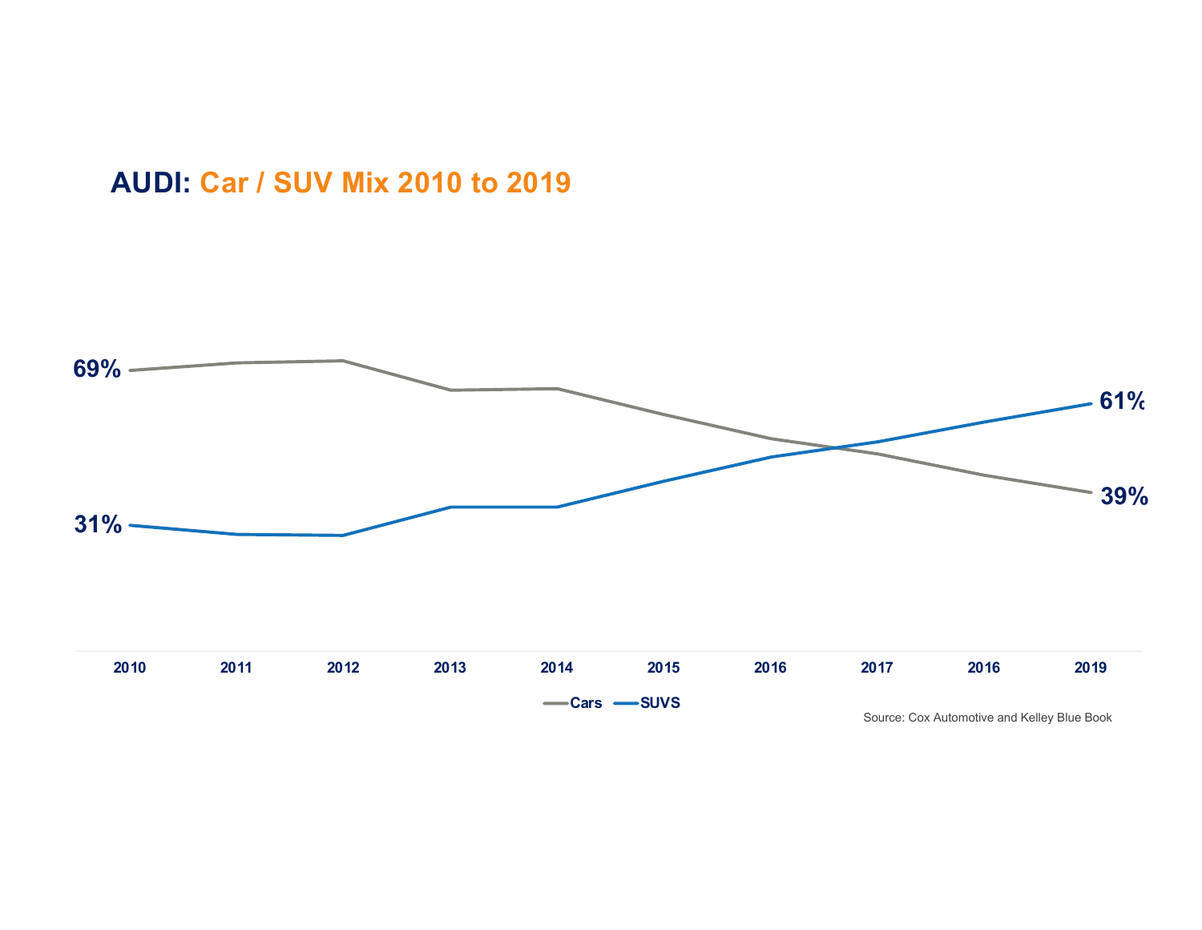## AUDI: Car / SUV Mix 2010 to 2019

69%

31%

61%

39%

2010 2011 2012 2013 2014 2015 2016 2017 2016 2019

Cars SUVS

Source: Cox Automotive and Kelley Blue Book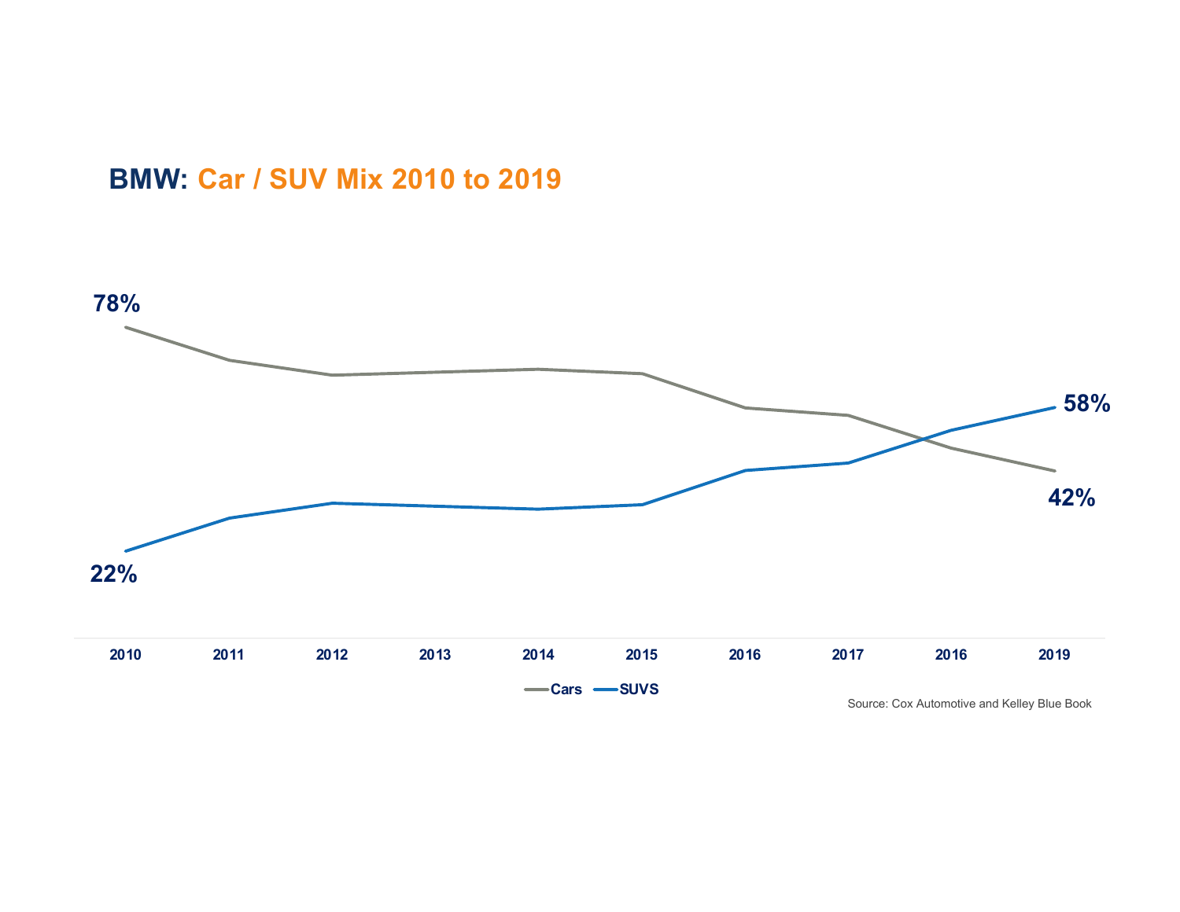## BMW: Car / SUV Mix 2010 to 2019

78%

58%

42%

22%

2010 2011 2012 2013 2014 2015 2016 2017 2016 2019

Cars SUVS

Source: Cox Automotive and Kelley Blue Book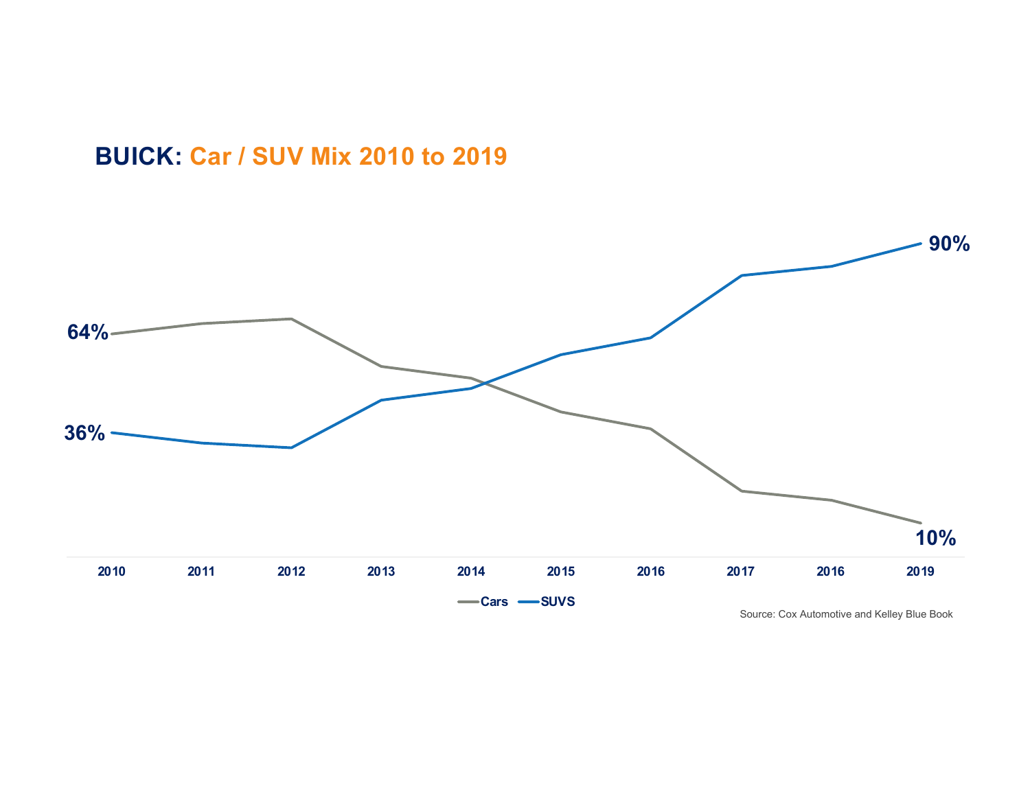## BUICK: Car / SUV Mix 2010 to 2019

64%

36%

90%

10%

2010 2011 2012 2013 2014 2015 2016 2017 2016 2019

Cars SUVS

Source: Cox Automotive and Kelley Blue Book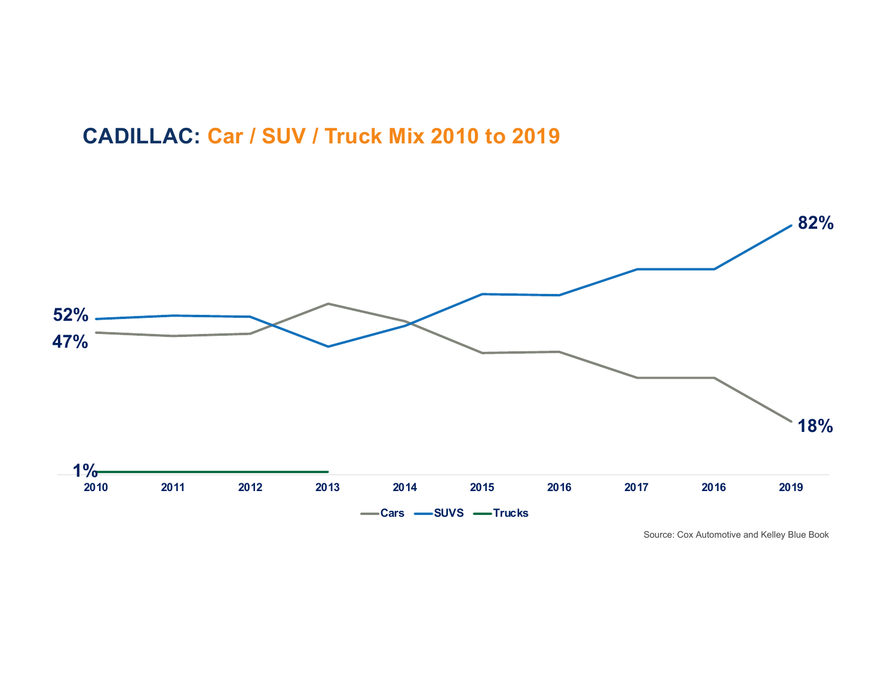## CADILLAC: Car / SUV / Truck Mix 2010 to 2019

52%
47%
1%
82%
18%

2010 2011 2012 2013 2014 2015 2016 2017 2016 2019

Cars SUVS Trucks

Source: Cox Automotive and Kelley Blue Book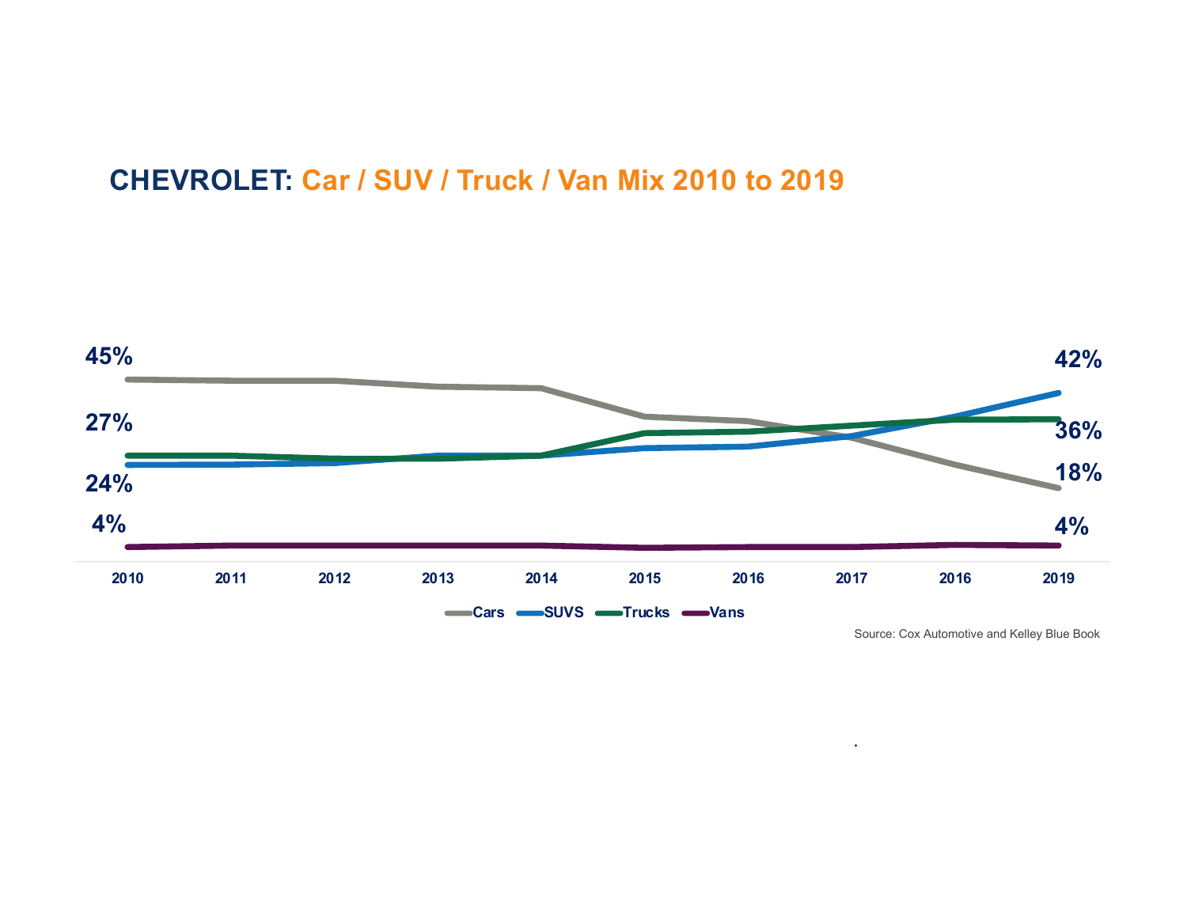## CHEVROLET: Car / SUV / Truck / Van Mix 2010 to 2019

45%
27%
24%
4%

42%
36%
18%
4%

2010 2011 2012 2013 2014 2015 2016 2017 2016 2019

Cars SUVS Trucks Vans

Source: Cox Automotive and Kelley Blue Book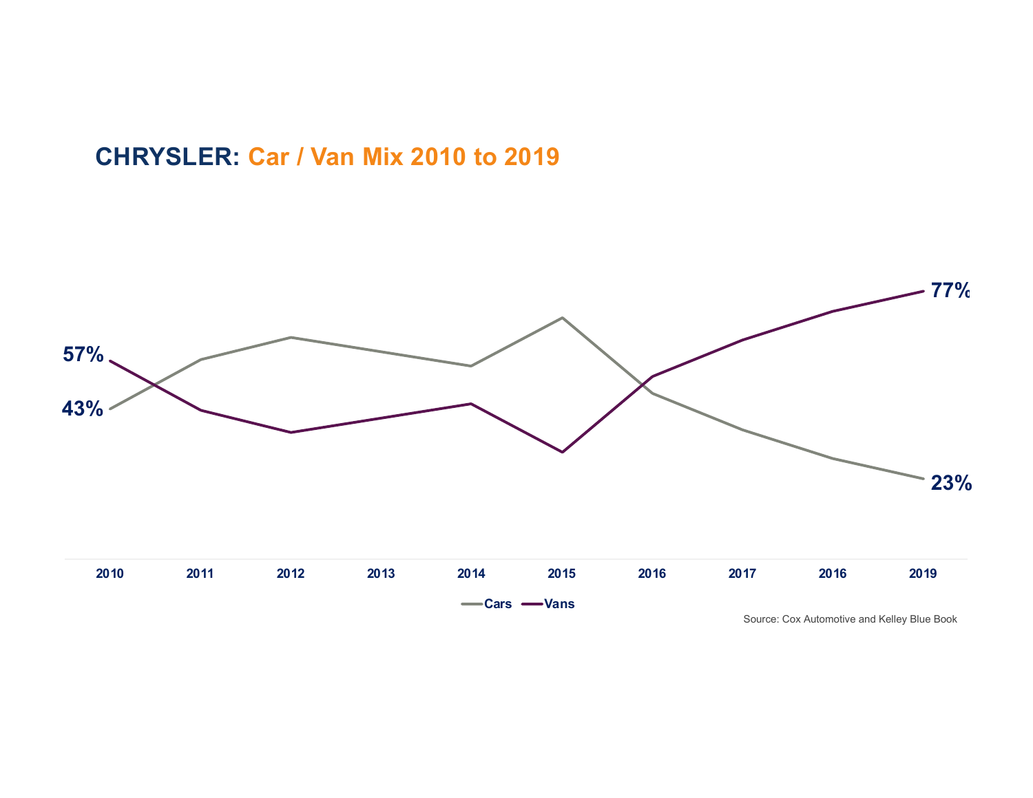## CHRYSLER: Car / Van Mix 2010 to 2019

57%

43%

77%

23%

2010 2011 2012 2013 2014 2015 2016 2017 2016 2019

Cars Vans

Source: Cox Automotive and Kelley Blue Book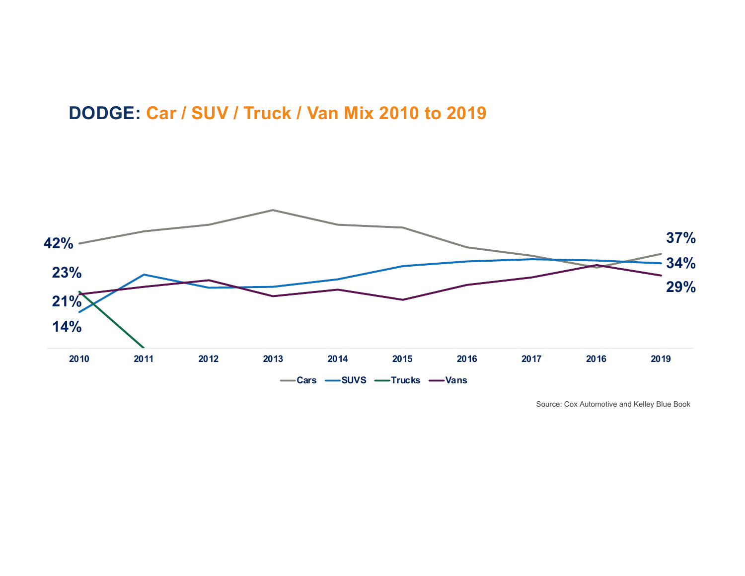## DODGE: Car / SUV / Truck / Van Mix 2010 to 2019

42%
23%
21%
14%

37%
34%
29%

2010 2011 2012 2013 2014 2015 2016 2017 2016 2019

Cars SUVS Trucks Vans

Source: Cox Automotive and Kelley Blue Book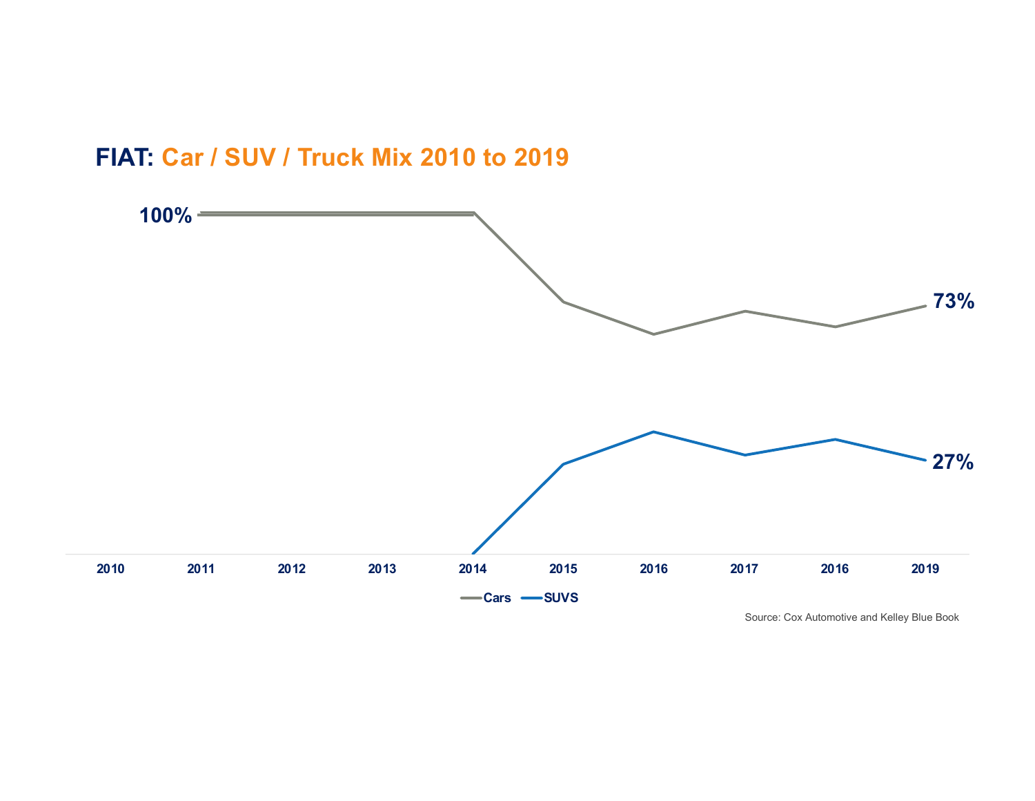## FIAT: Car / SUV / Truck Mix 2010 to 2019

100%

73%

27%

2010
2011
2012
2013
2014
2015
2016
2017
2016
2019

Cars SUVS

Source: Cox Automotive and Kelley Blue Book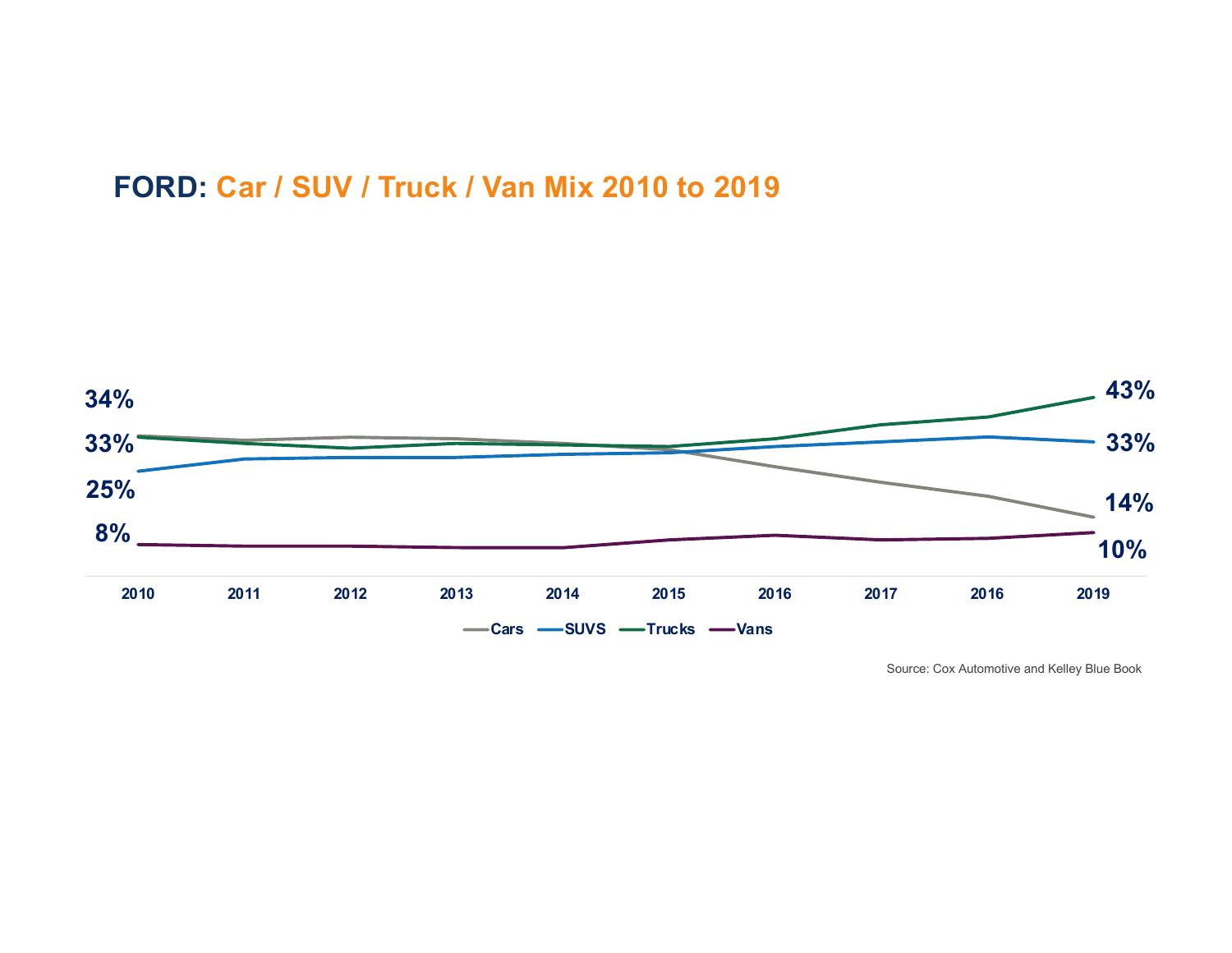## FORD: Car / SUV / Truck / Van Mix 2010 to 2019

34%
33%
25%
8%

43%
33%
14%
10%

2010 2011 2012 2013 2014 2015 2016 2017 2016 2019

Cars SUVS Trucks Vans

Source: Cox Automotive and Kelley Blue Book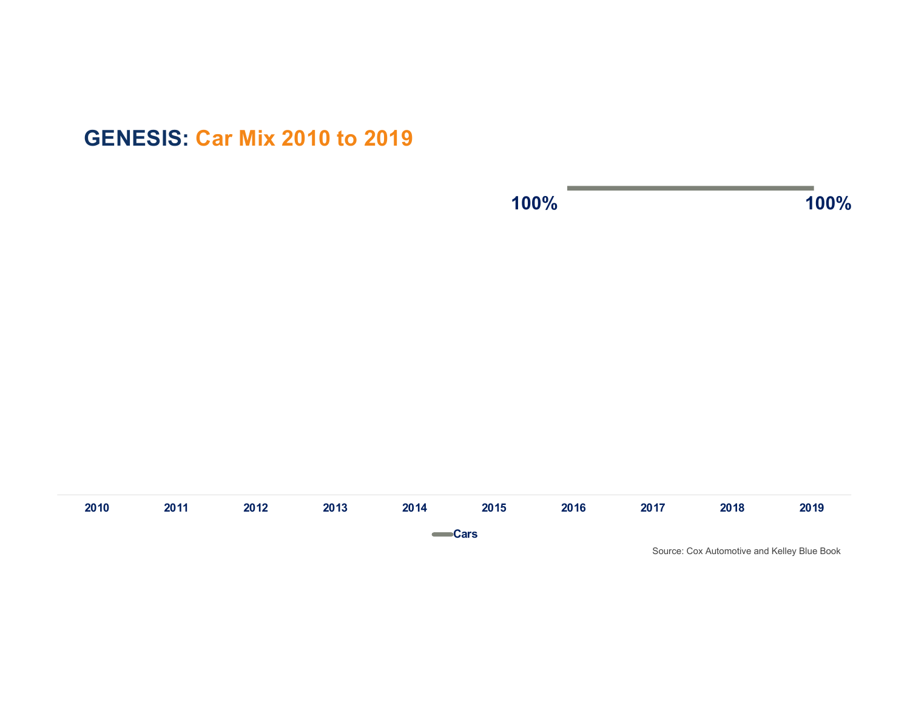## GENESIS: Car Mix 2010 to 2019

100%

100%

2010 2011 2012 2013 2014 2015 2016 2017 2018 2019

Cars

Source: Cox Automotive and Kelley Blue Book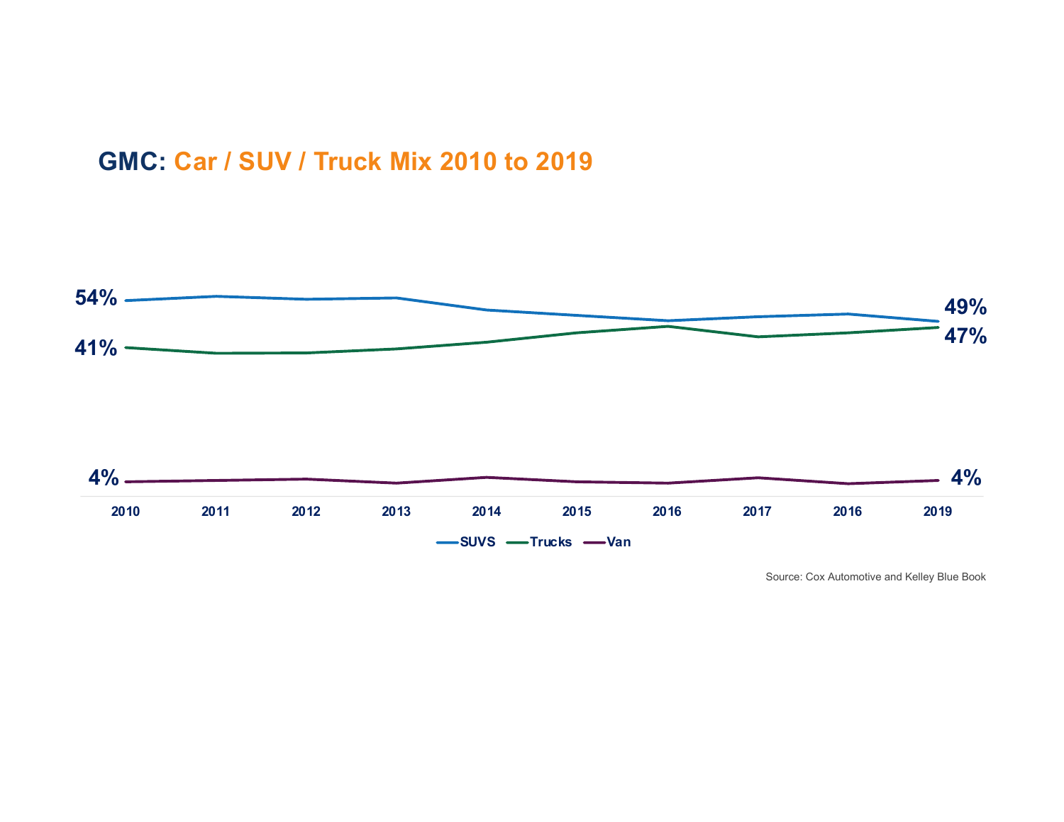## GMC: Car / SUV / Truck Mix 2010 to 2019

54%
41%
4%
49%
47%
4%

2010 2011 2012 2013 2014 2015 2016 2017 2016 2019

SUVS Trucks Van

Source: Cox Automotive and Kelley Blue Book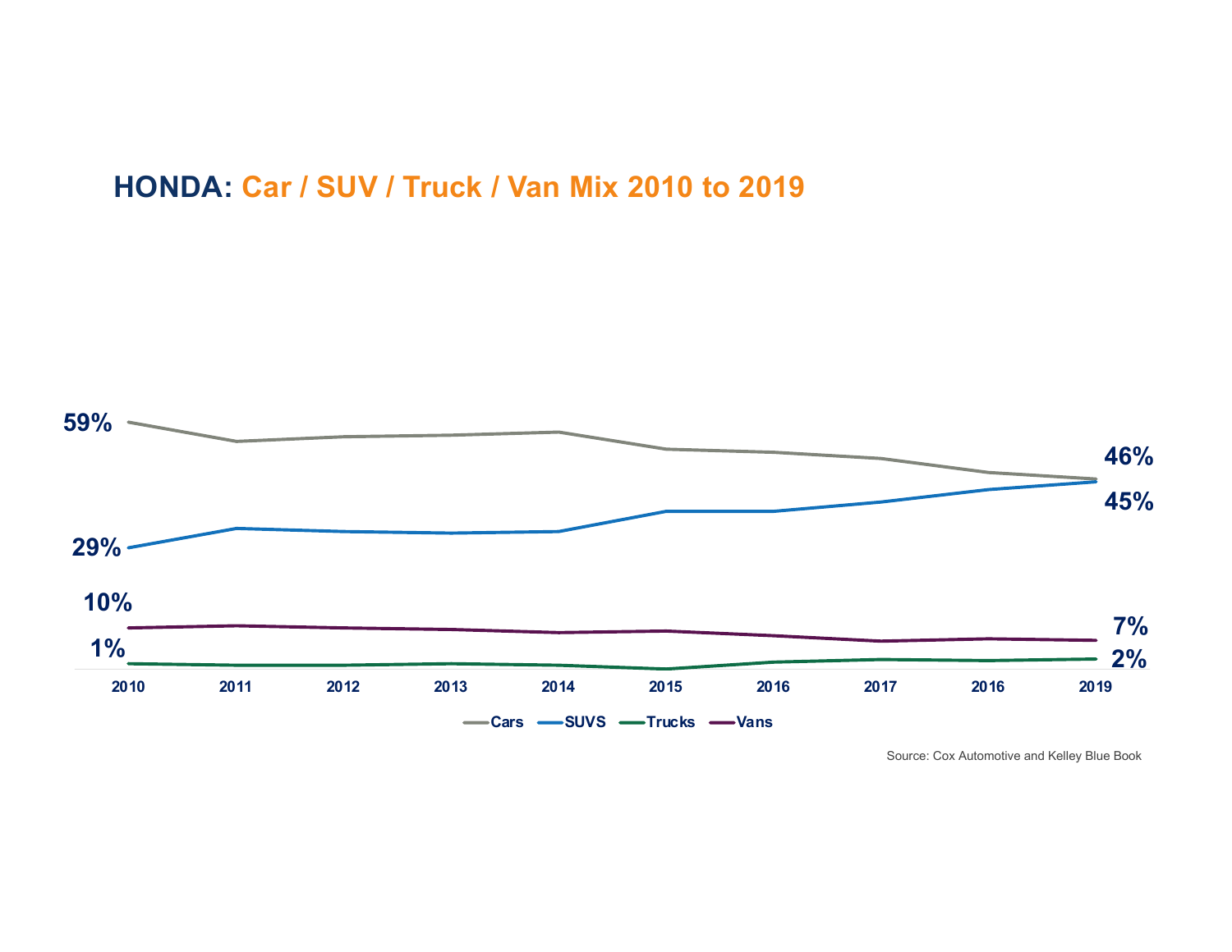## HONDA: Car / SUV / Truck / Van Mix 2010 to 2019

59%

46%

45%

29%

10%

7%

1%

2%

2010 2011 2012 2013 2014 2015 2016 2017 2016 2019

Cars SUVS Trucks Vans

Source: Cox Automotive and Kelley Blue Book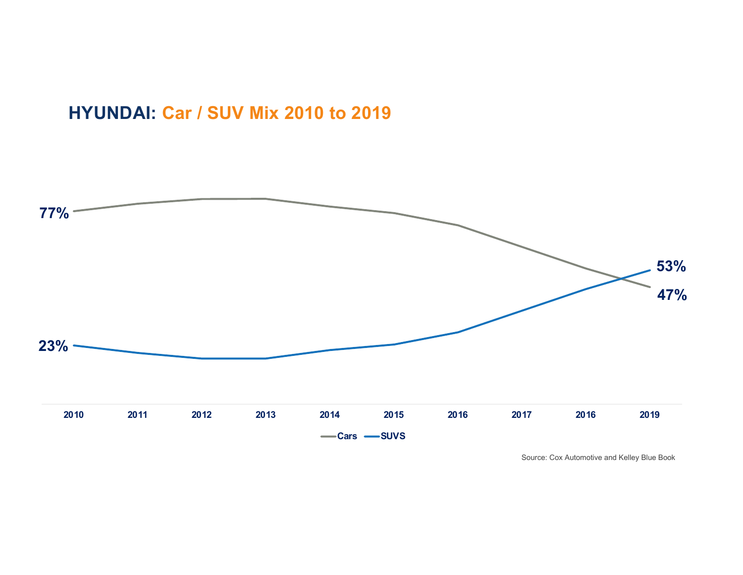## HYUNDAI: Car / SUV Mix 2010 to 2019

77%

23%

53%

47%

2010 2011 2012 2013 2014 2015 2016 2017 2016 2019

Cars SUVS

Source: Cox Automotive and Kelley Blue Book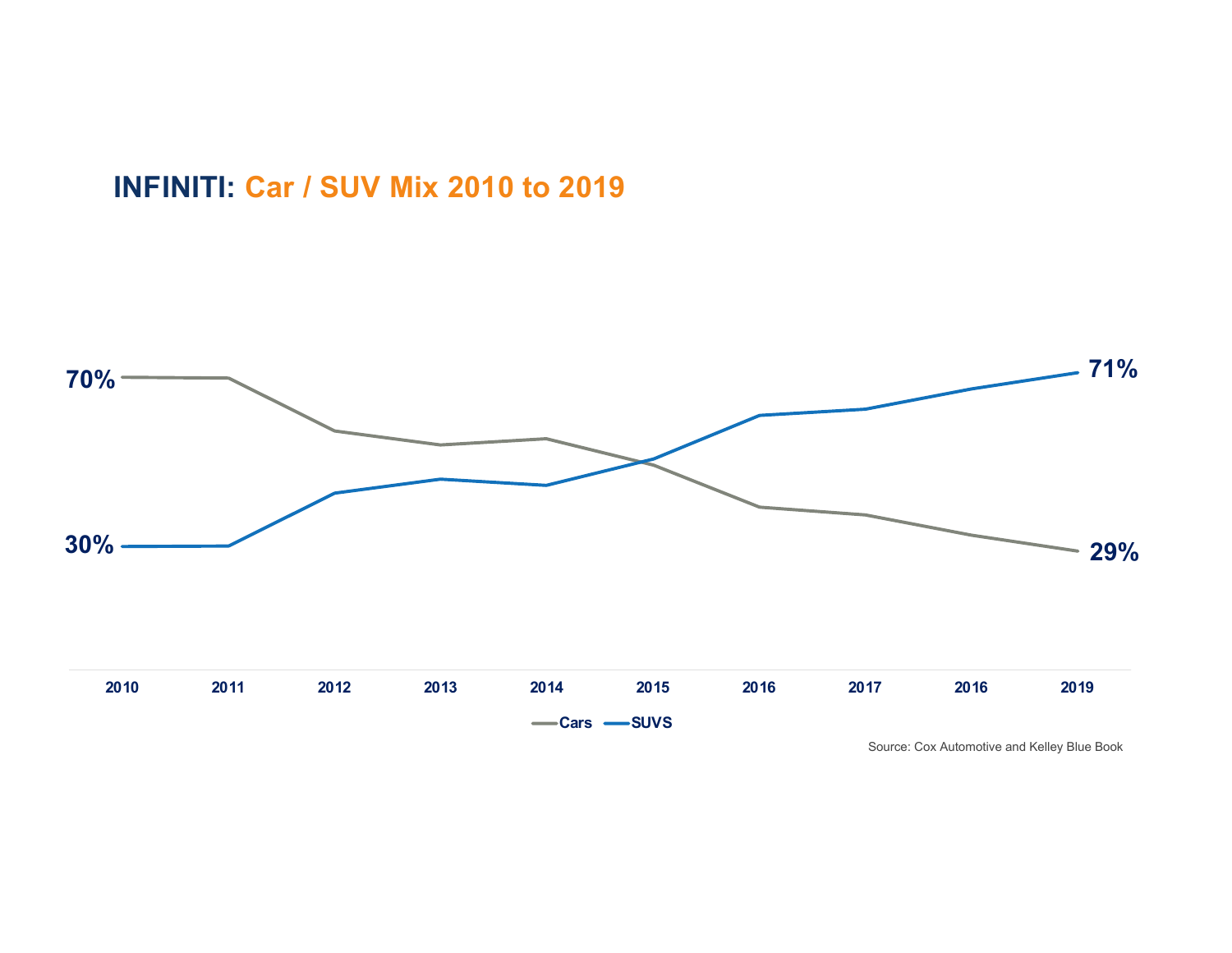## INFINITI: Car / SUV Mix 2010 to 2019

70%

30%

71%

29%

2010 2011 2012 2013 2014 2015 2016 2017 2016 2019

Cars SUVS

Source: Cox Automotive and Kelley Blue Book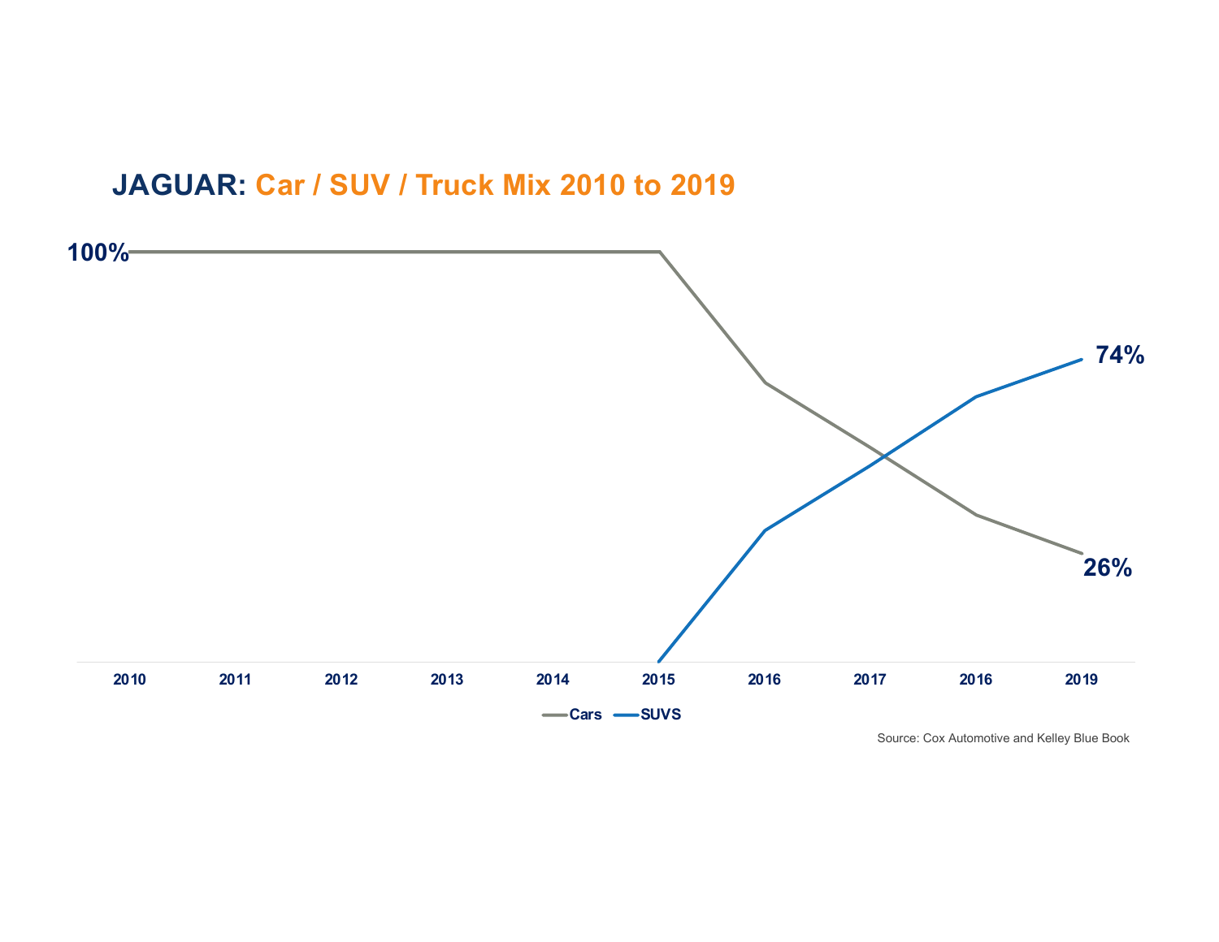## JAGUAR: Car / SUV / Truck Mix 2010 to 2019

100%

74%

26%

2010 2011 2012 2013 2014 2015 2016 2017 2016 2019

Cars SUVS

Source: Cox Automotive and Kelley Blue Book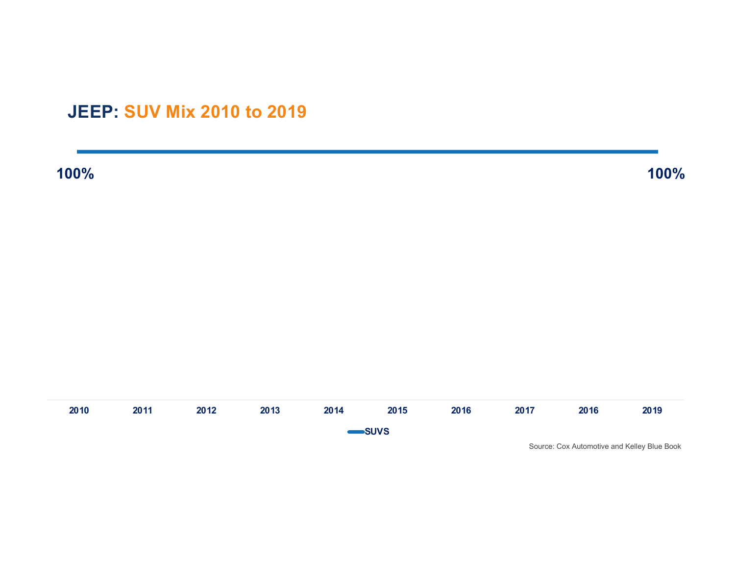## JEEP: SUV Mix 2010 to 2019

100%

100%

2010 2011 2012 2013 2014 2015 2016 2017 2016 2019

SUVS

Source: Cox Automotive and Kelley Blue Book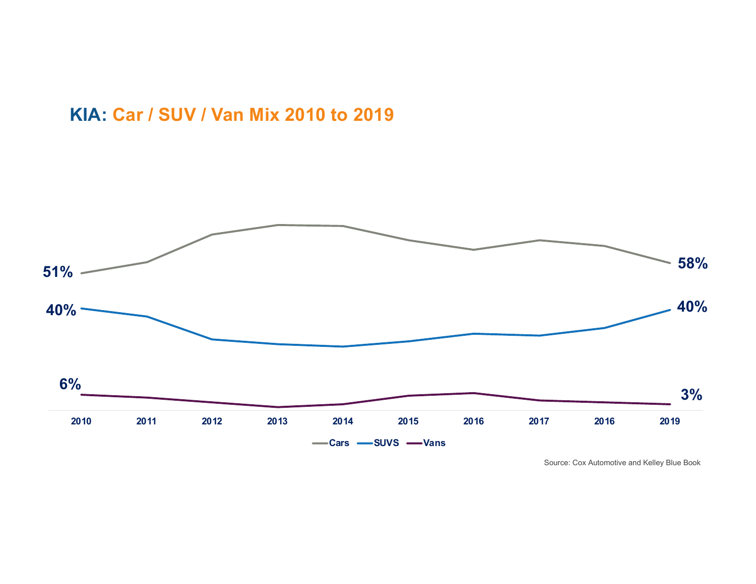## KIA: Car / SUV / Van Mix 2010 to 2019

51%

40%

6%

58%

40%

3%

2010 2011 2012 2013 2014 2015 2016 2017 2016 2019

Cars SUVS Vans

Source: Cox Automotive and Kelley Blue Book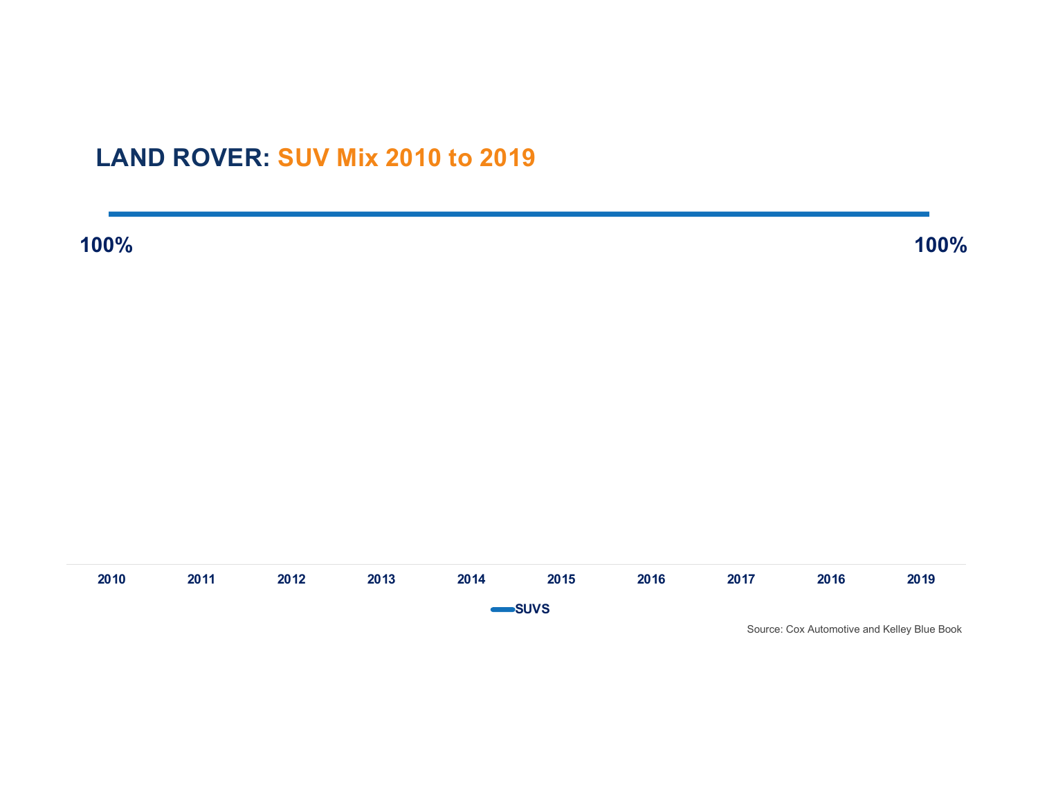# LAND ROVER: SUV Mix 2010 to 2019

100%

100%

2010 2011 2012 2013 2014 2015 2016 2017 2016 2019

SUVS

Source: Cox Automotive and Kelley Blue Book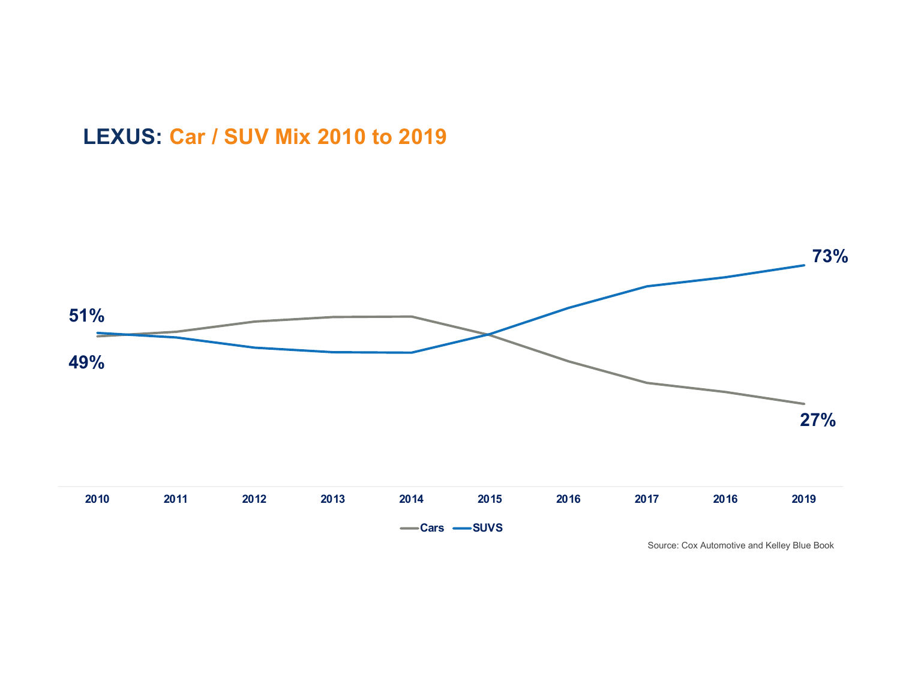## LEXUS: Car / SUV Mix 2010 to 2019

51%

49%

73%

27%

2010 2011 2012 2013 2014 2015 2016 2017 2016 2019

Cars SUVS

Source: Cox Automotive and Kelley Blue Book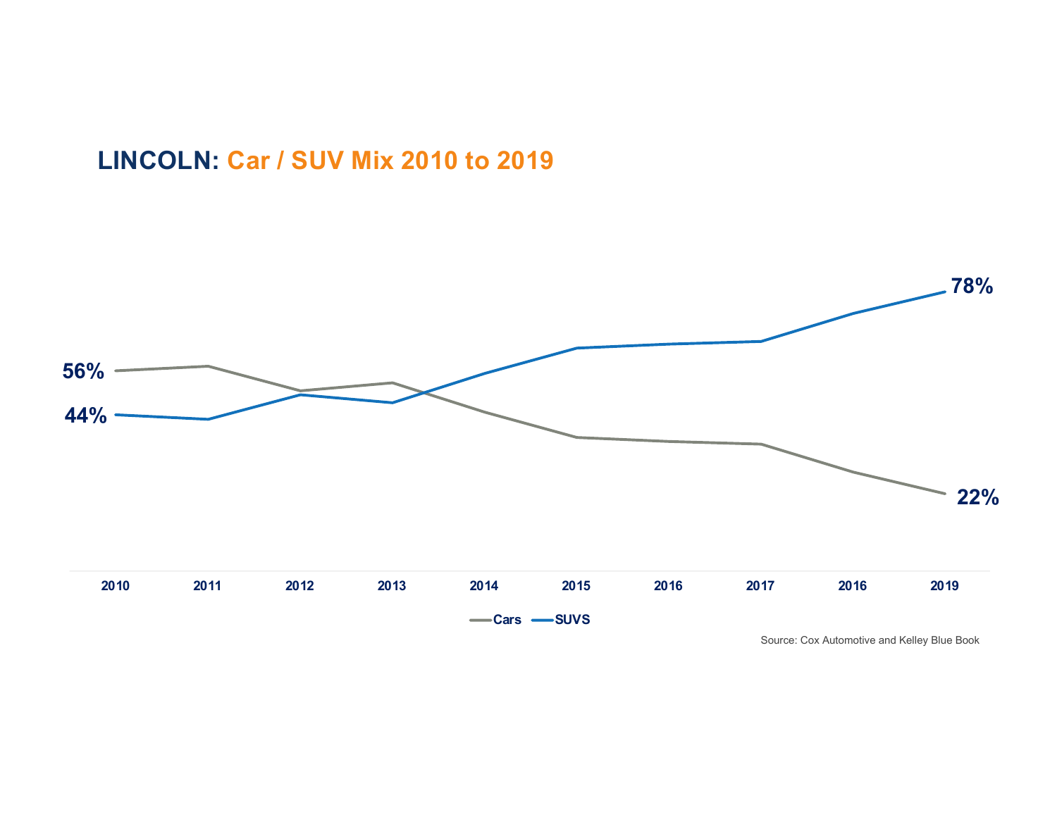## LINCOLN: Car / SUV Mix 2010 to 2019

56%

44%

78%

22%

2010 2011 2012 2013 2014 2015 2016 2017 2016 2019

Cars SUVS

Source: Cox Automotive and Kelley Blue Book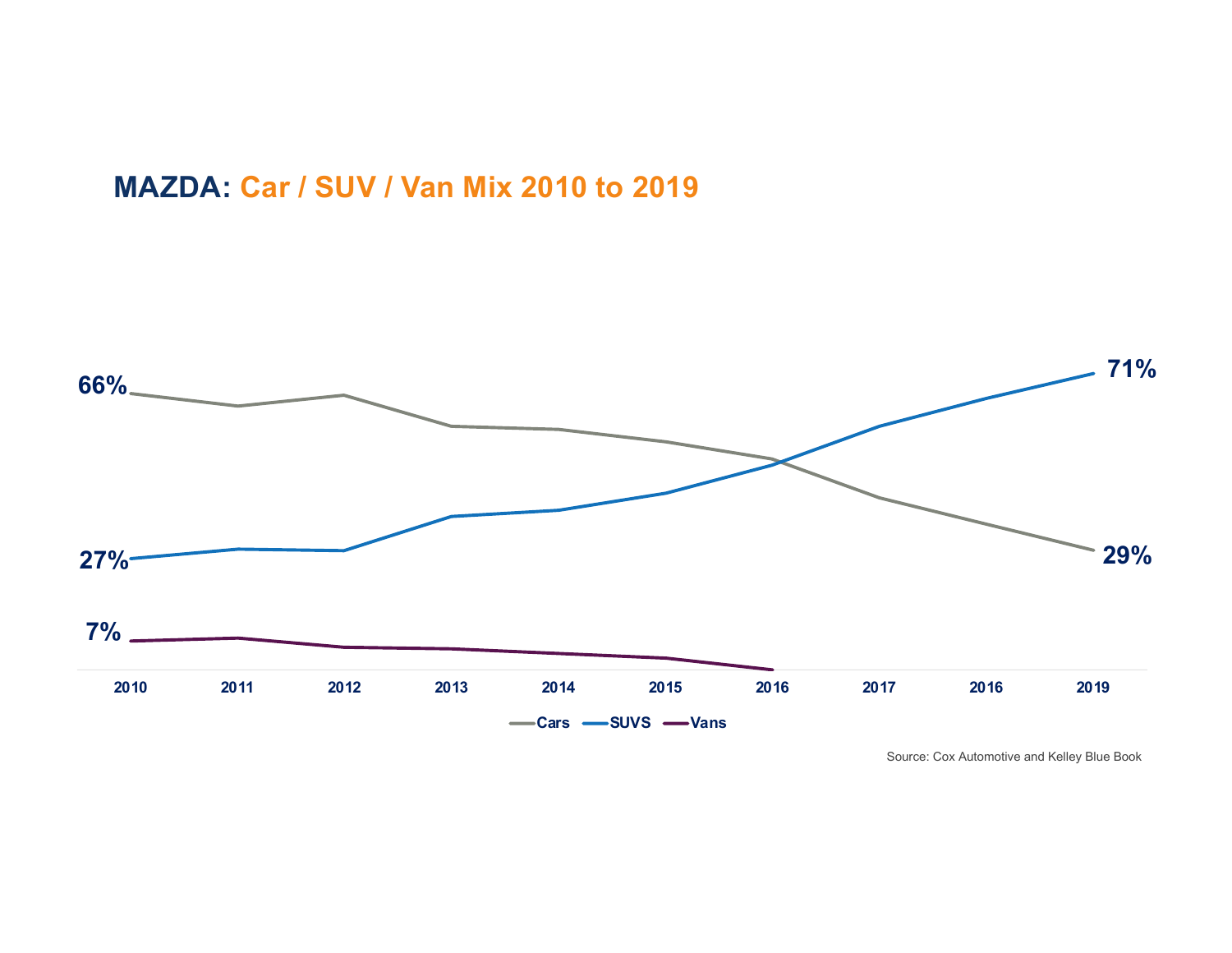## MAZDA: Car / SUV / Van Mix 2010 to 2019

66%

27%

7%

71%

29%

2010 2011 2012 2013 2014 2015 2016 2017 2016 2019

Cars SUVS Vans

Source: Cox Automotive and Kelley Blue Book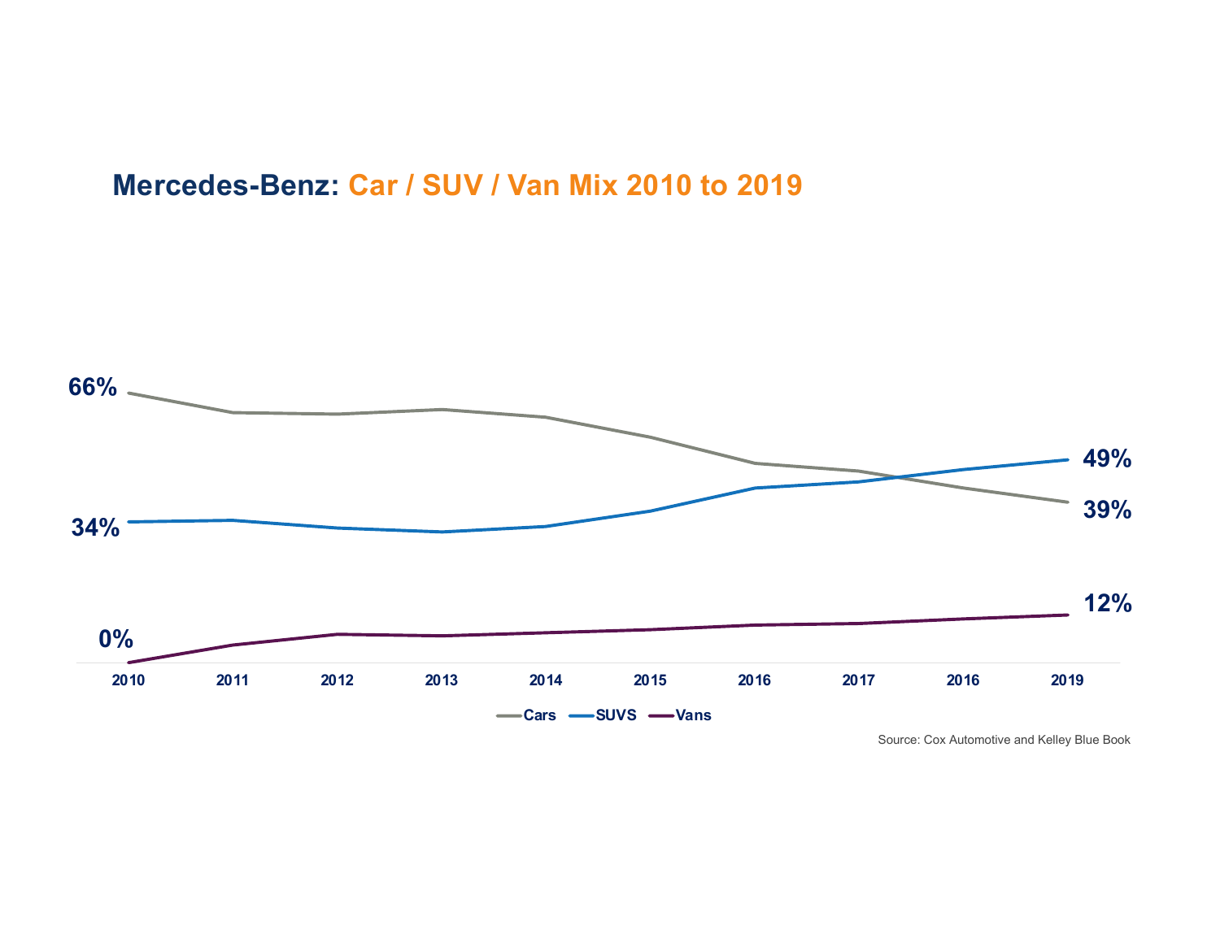## Mercedes-Benz: Car / SUV / Van Mix 2010 to 2019

66%

34%

0%

49%

39%

12%

2010
2011
2012
2013
2014
2015
2016
2017
2016
2019

Cars
SUVS
Vans

Source: Cox Automotive and Kelley Blue Book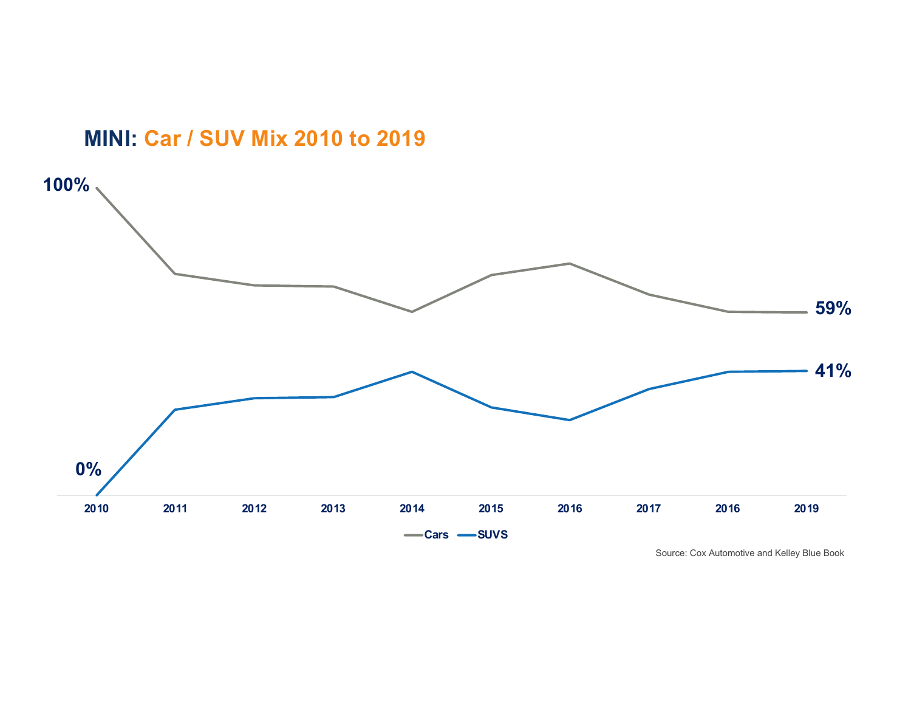## MINI: Car / SUV Mix 2010 to 2019

100%

0%

59%

41%

2010
2011
2012
2013
2014
2015
2016
2017
2016
2019

Cars SUVS

Source: Cox Automotive and Kelley Blue Book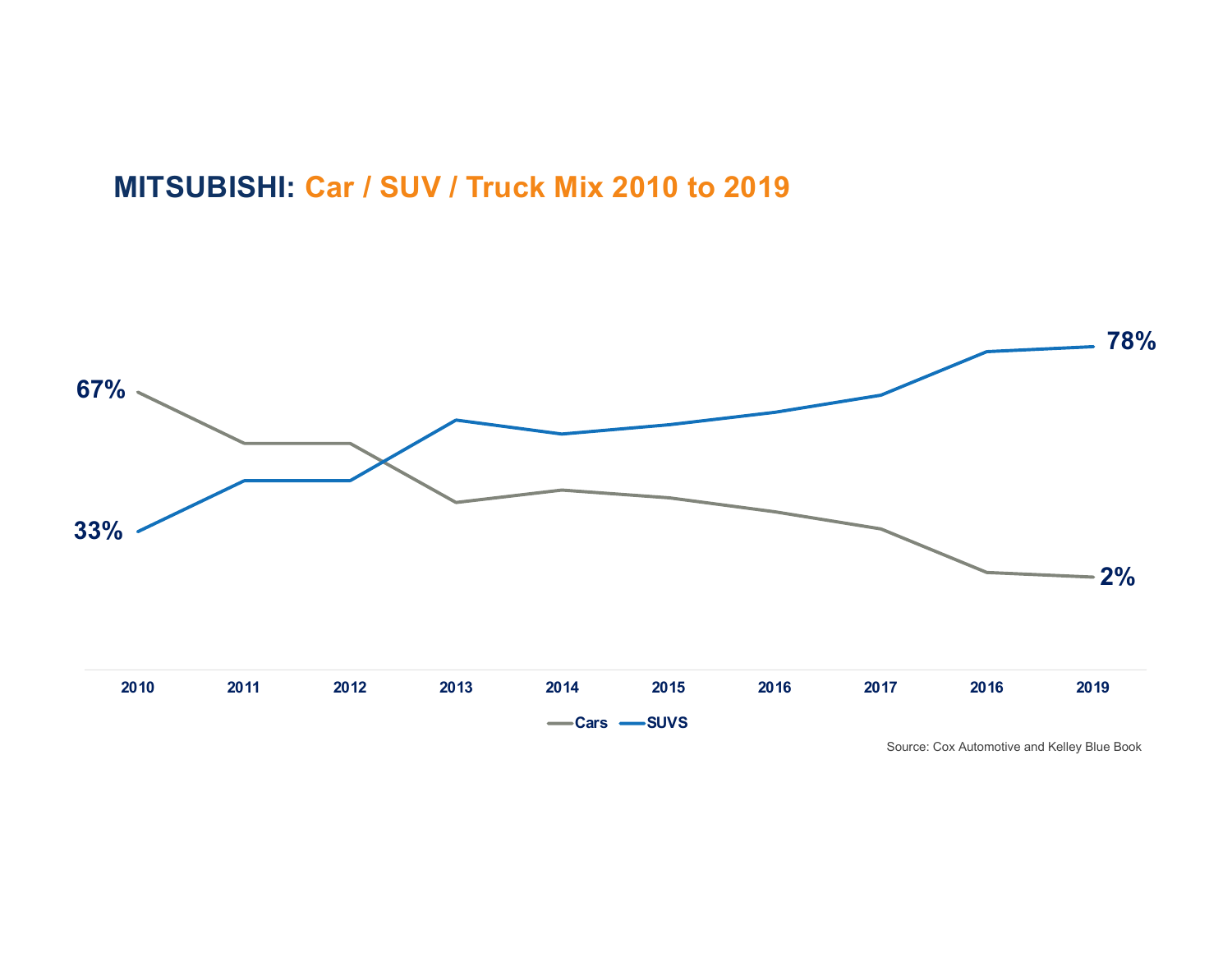## MITSUBISHI: Car / SUV / Truck Mix 2010 to 2019

67%

33%

78%

2%

2010
2011
2012
2013
2014
2015
2016
2017
2016
2019

Cars
SUVS

Source: Cox Automotive and Kelley Blue Book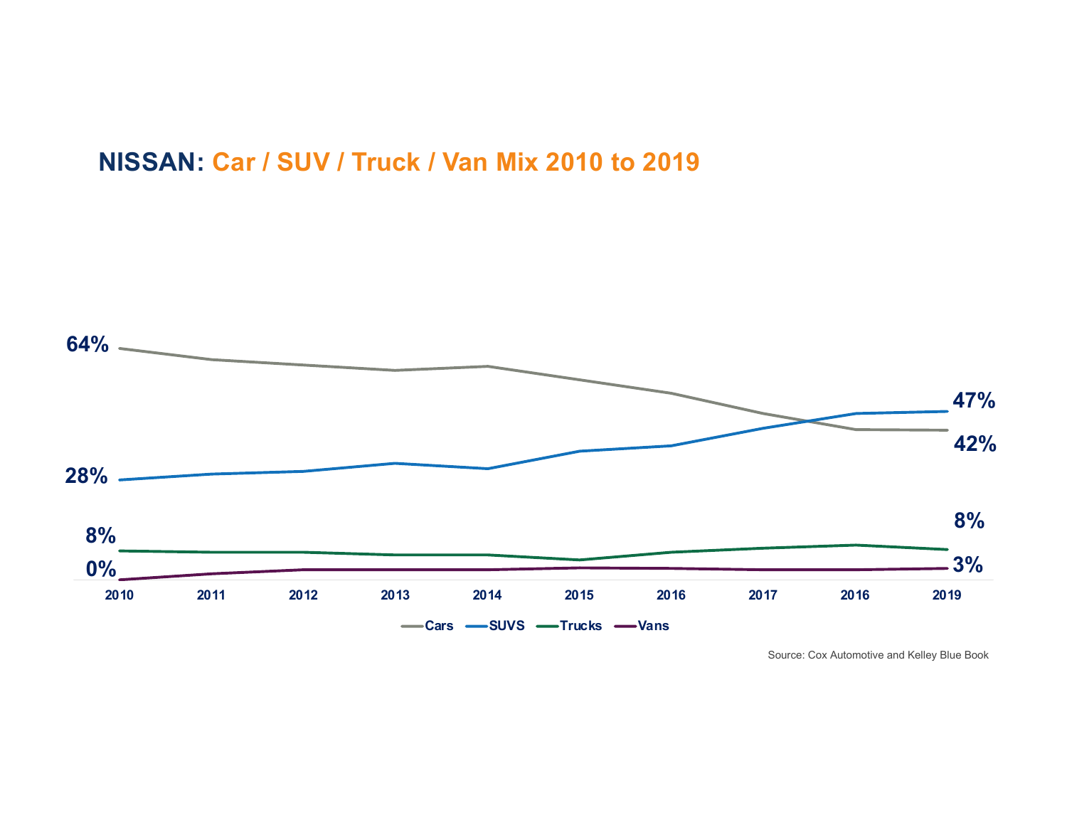## NISSAN: Car / SUV / Truck / Van Mix 2010 to 2019

64%

28%

8%

0%

47%

42%

8%

3%

2010 2011 2012 2013 2014 2015 2016 2017 2016 2019

Cars SUVS Trucks Vans

Source: Cox Automotive and Kelley Blue Book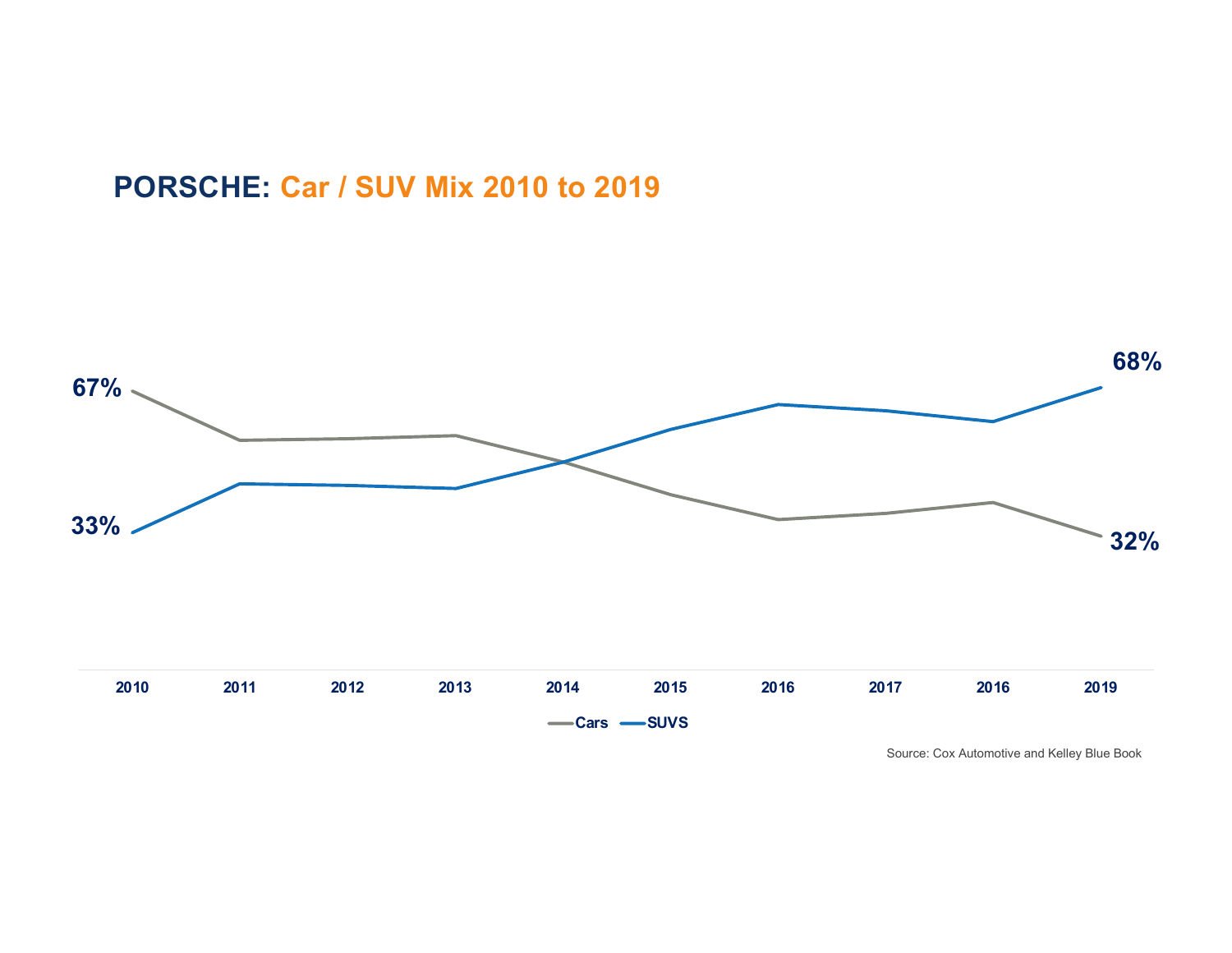## PORSCHE: Car / SUV Mix 2010 to 2019

67%

33%

68%

32%

2010
2011
2012
2013
2014
2015
2016
2017
2016
2019

Cars
SUVS

Source: Cox Automotive and Kelley Blue Book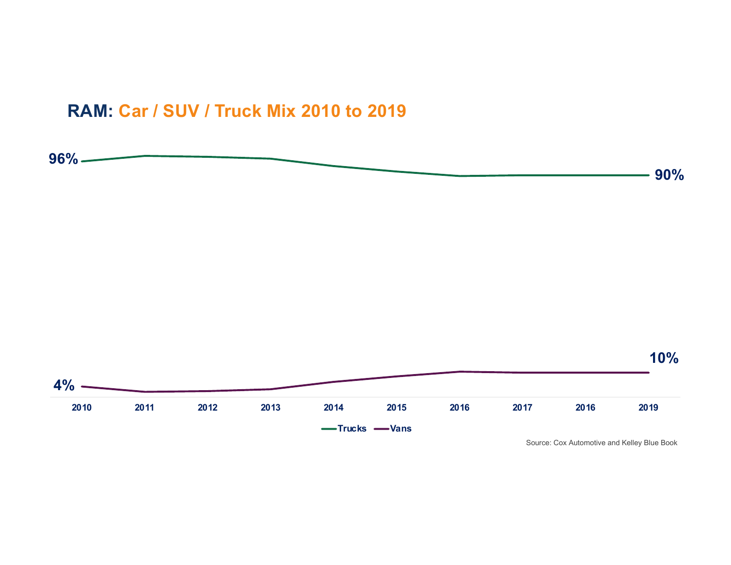## RAM: Car / SUV / Truck Mix 2010 to 2019

96%

90%

10%

4%

2010 2011 2012 2013 2014 2015 2016 2017 2016 2019

Trucks Vans

Source: Cox Automotive and Kelley Blue Book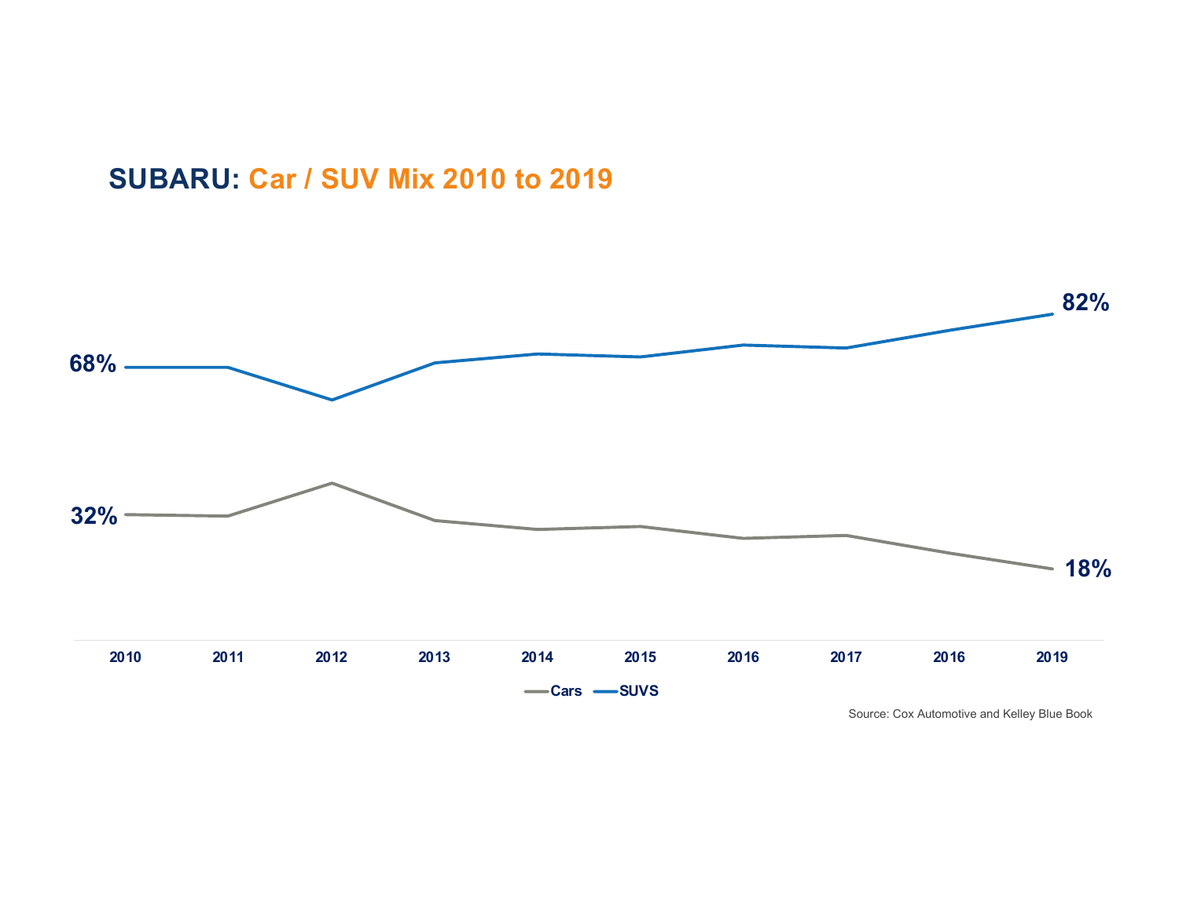## SUBARU: Car / SUV Mix 2010 to 2019

68%

32%

82%

18%

2010 2011 2012 2013 2014 2015 2016 2017 2016 2019

Cars SUVS

Source: Cox Automotive and Kelley Blue Book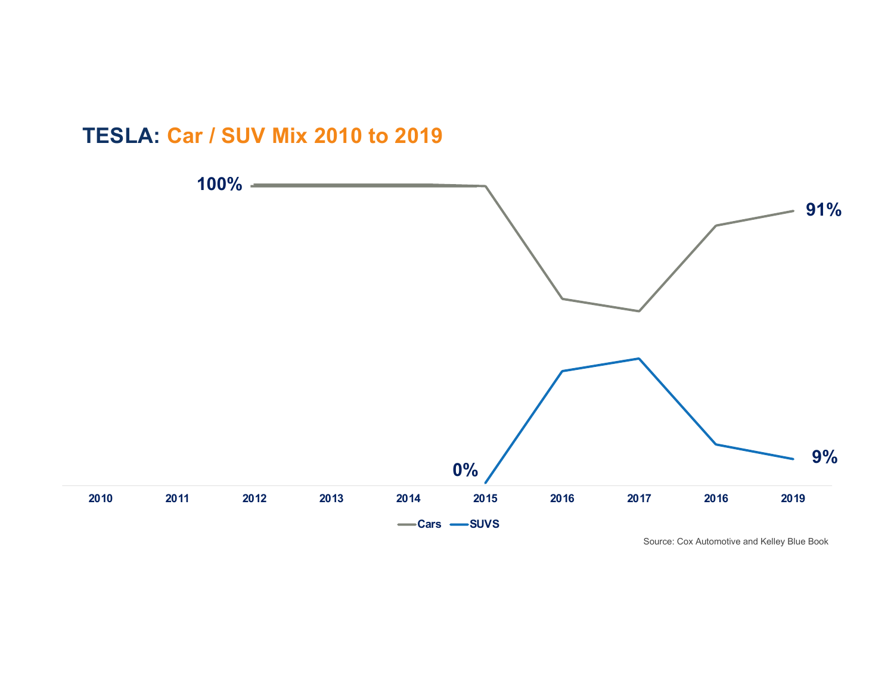## TESLA: Car / SUV Mix 2010 to 2019

100%

91%

0%

9%

2010 2011 2012 2013 2014 2015 2016 2017 2016 2019

Cars SUVS

Source: Cox Automotive and Kelley Blue Book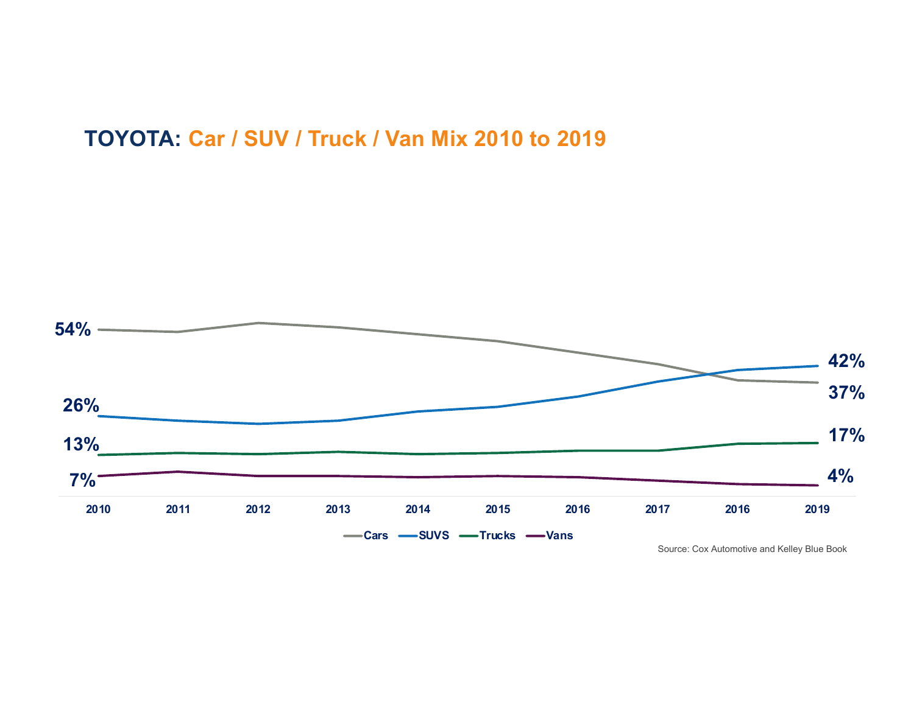## TOYOTA: Car / SUV / Truck / Van Mix 2010 to 2019

54%

26%

13%

7%

42%

37%

17%

4%

2010 2011 2012 2013 2014 2015 2016 2017 2016 2019

Cars SUVS Trucks Vans

Source: Cox Automotive and Kelley Blue Book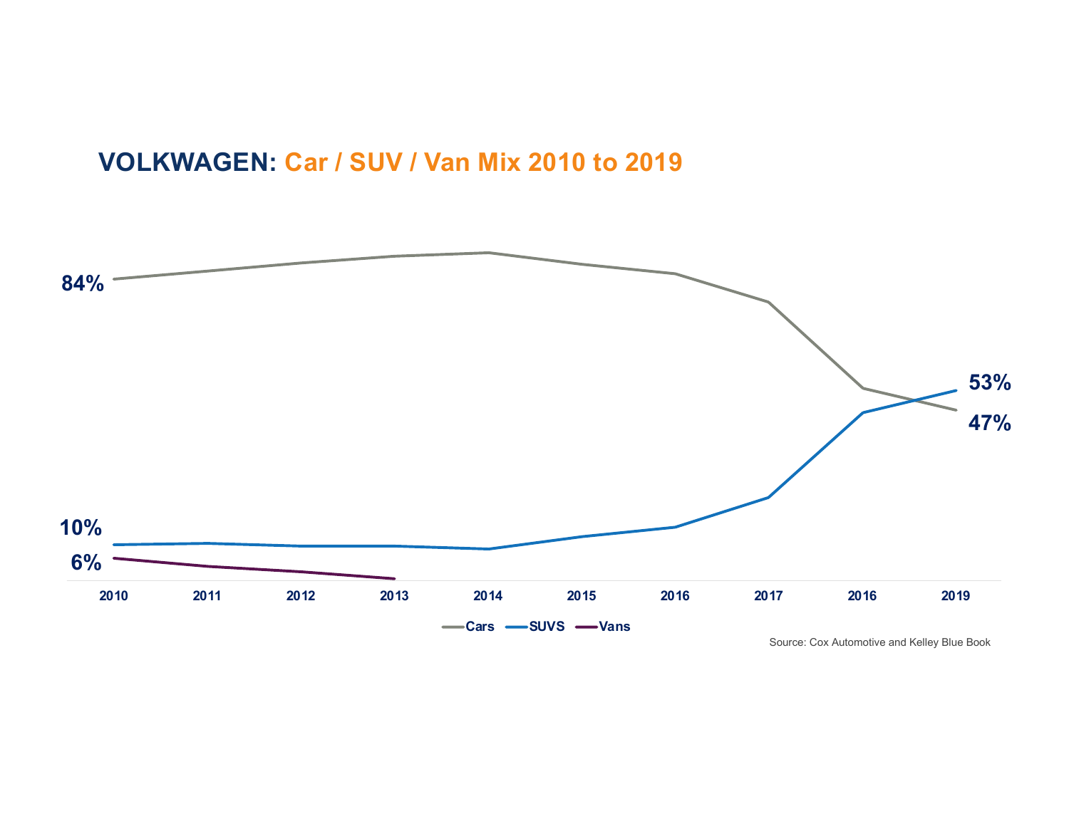## VOLKWAGEN: Car / SUV / Van Mix 2010 to 2019

84%

10%

6%

53%

47%

2010 2011 2012 2013 2014 2015 2016 2017 2016 2019

Cars SUVS Vans

Source: Cox Automotive and Kelley Blue Book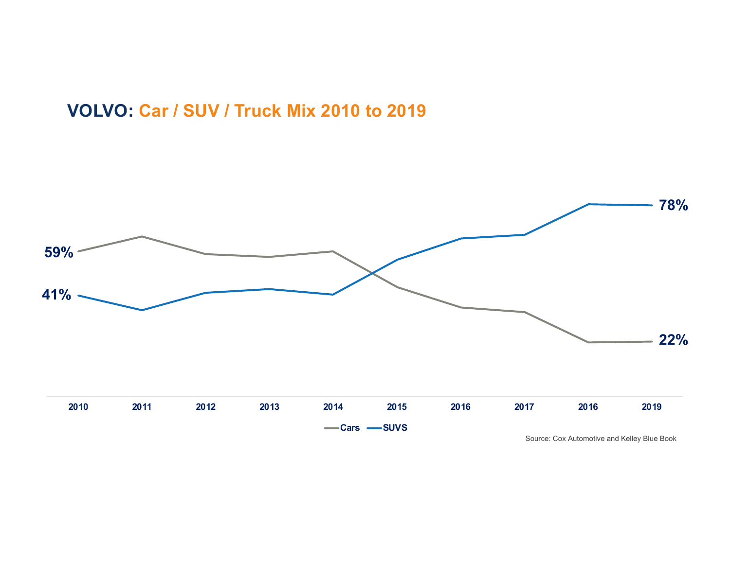## VOLVO: Car / SUV / Truck Mix 2010 to 2019

59%

41%

78%

22%

2010 2011 2012 2013 2014 2015 2016 2017 2016 2019

Cars SUVS

Source: Cox Automotive and Kelley Blue Book